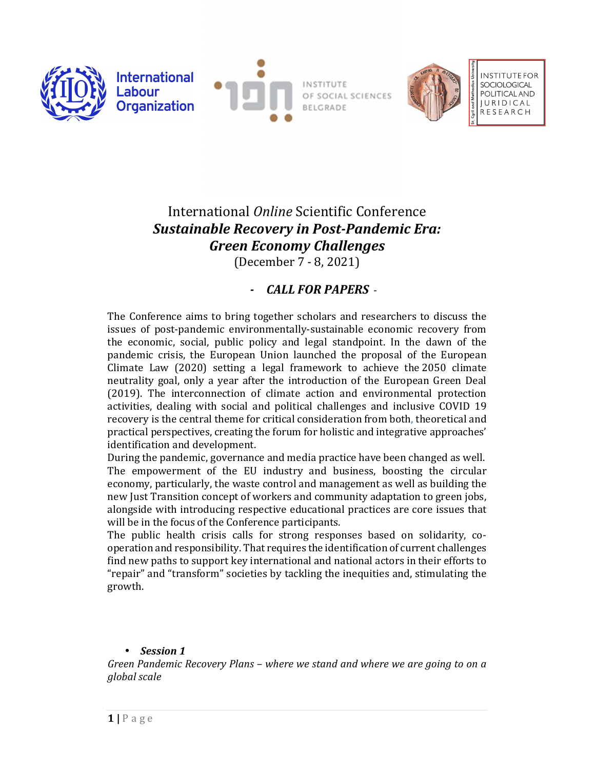International Labour Organization

INSTITUTE OF SOCIAL SCIENCES BELGRADE

INSTITUTE FOR SOCIOLOGICAL POLITICAL AND JURIDICAL RESEARCH

# International *Online* Scientific Conference
# ***Sustainable Recovery in Post-Pandemic Era: Green Economy Challenges***

(December 7 - 8, 2021)

## - ***CALL FOR PAPERS*** -

The Conference aims to bring together scholars and researchers to discuss the issues of post-pandemic environmentally-sustainable economic recovery from the economic, social, public policy and legal standpoint. In the dawn of the pandemic crisis, the European Union launched the proposal of the European Climate Law (2020) setting a legal framework to achieve the 2050 climate neutrality goal, only a year after the introduction of the European Green Deal (2019). The interconnection of climate action and environmental protection activities, dealing with social and political challenges and inclusive COVID 19 recovery is the central theme for critical consideration from both, theoretical and practical perspectives, creating the forum for holistic and integrative approaches' identification and development.

During the pandemic, governance and media practice have been changed as well. The empowerment of the EU industry and business, boosting the circular economy, particularly, the waste control and management as well as building the new Just Transition concept of workers and community adaptation to green jobs, alongside with introducing respective educational practices are core issues that will be in the focus of the Conference participants.

The public health crisis calls for strong responses based on solidarity, co-operation and responsibility. That requires the identification of current challenges find new paths to support key international and national actors in their efforts to "repair" and "transform" societies by tackling the inequities and, stimulating the growth.

- ***Session 1***

*Green Pandemic Recovery Plans – where we stand and where we are going to on a global scale*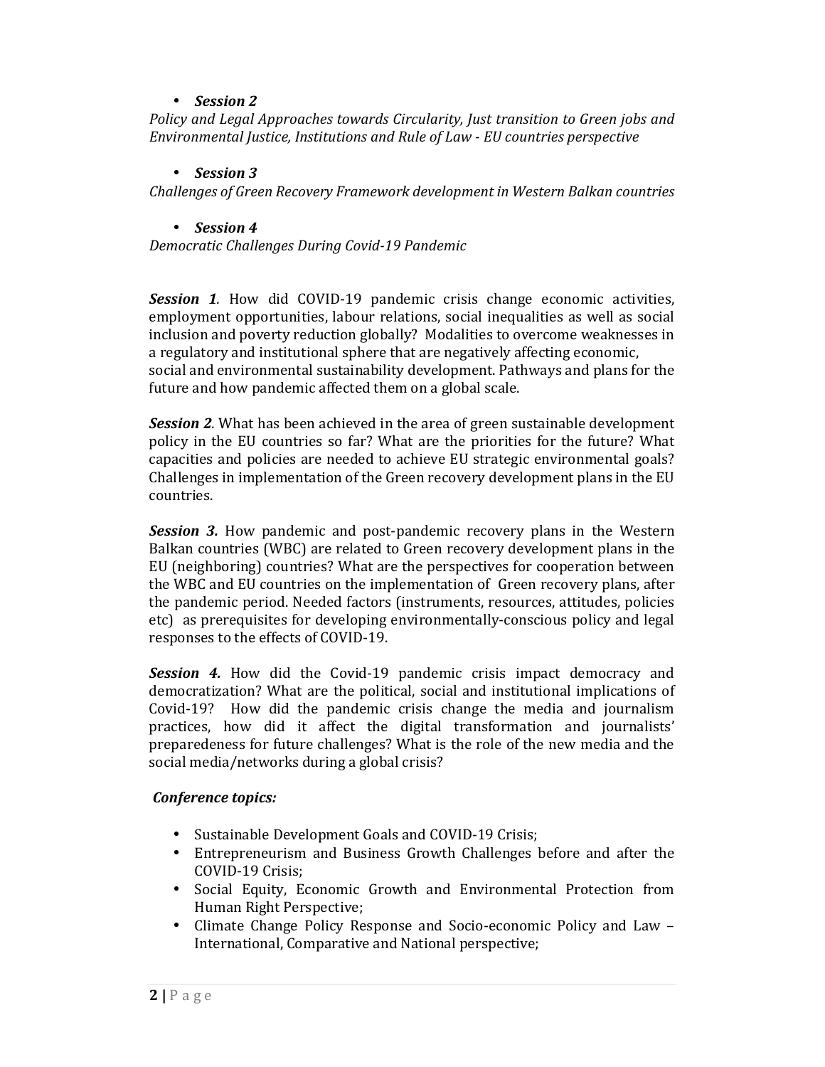- ***Session 2***

*Policy and Legal Approaches towards Circularity, Just transition to Green jobs and Environmental Justice, Institutions and Rule of Law - EU countries perspective*

- ***Session 3***

*Challenges of Green Recovery Framework development in Western Balkan countries*

- ***Session 4***

*Democratic Challenges During Covid-19 Pandemic*

***Session 1**.* How did COVID-19 pandemic crisis change economic activities, employment opportunities, labour relations, social inequalities as well as social inclusion and poverty reduction globally? Modalities to overcome weaknesses in a regulatory and institutional sphere that are negatively affecting economic, social and environmental sustainability development. Pathways and plans for the future and how pandemic affected them on a global scale.

***Session 2**.* What has been achieved in the area of green sustainable development policy in the EU countries so far? What are the priorities for the future? What capacities and policies are needed to achieve EU strategic environmental goals? Challenges in implementation of the Green recovery development plans in the EU countries.

***Session 3.*** How pandemic and post-pandemic recovery plans in the Western Balkan countries (WBC) are related to Green recovery development plans in the EU (neighboring) countries? What are the perspectives for cooperation between the WBC and EU countries on the implementation of Green recovery plans, after the pandemic period. Needed factors (instruments, resources, attitudes, policies etc) as prerequisites for developing environmentally-conscious policy and legal responses to the effects of COVID-19.

***Session 4.*** How did the Covid-19 pandemic crisis impact democracy and democratization? What are the political, social and institutional implications of Covid-19? How did the pandemic crisis change the media and journalism practices, how did it affect the digital transformation and journalists' preparedeness for future challenges? What is the role of the new media and the social media/networks during a global crisis?

***Conference topics:***

- Sustainable Development Goals and COVID-19 Crisis;
- Entrepreneurism and Business Growth Challenges before and after the COVID-19 Crisis;
- Social Equity, Economic Growth and Environmental Protection from Human Right Perspective;
- Climate Change Policy Response and Socio-economic Policy and Law – International, Comparative and National perspective;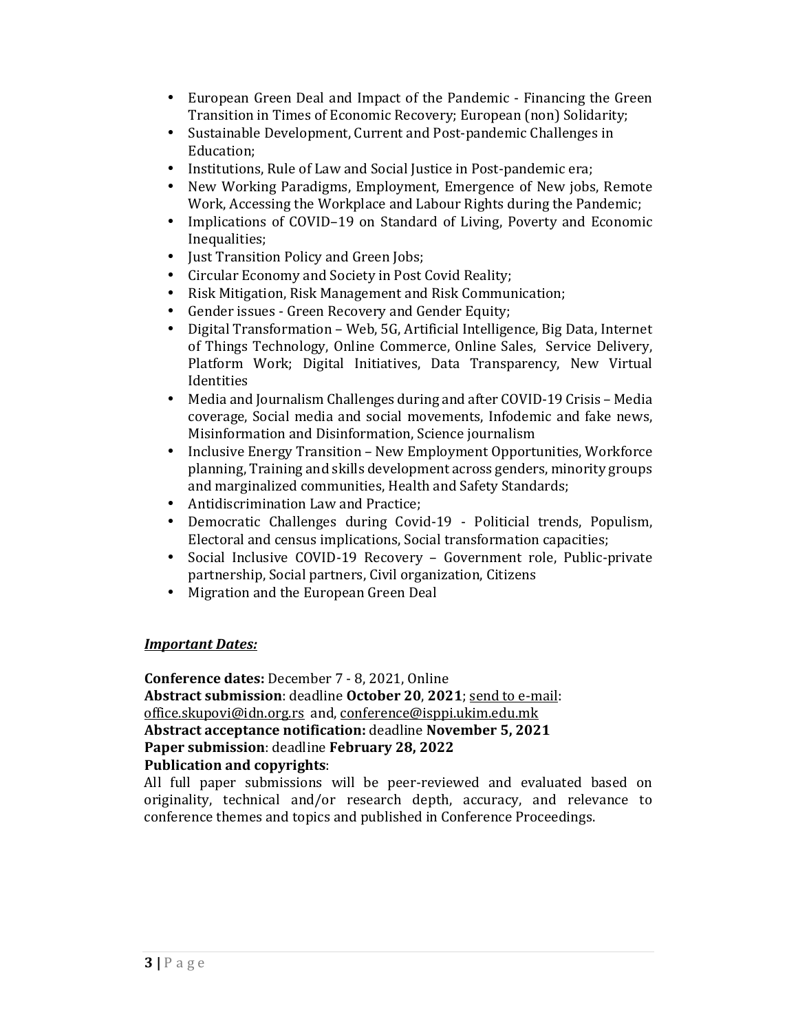- European Green Deal and Impact of the Pandemic - Financing the Green Transition in Times of Economic Recovery; European (non) Solidarity;
- Sustainable Development, Current and Post-pandemic Challenges in Education;
- Institutions, Rule of Law and Social Justice in Post-pandemic era;
- New Working Paradigms, Employment, Emergence of New jobs, Remote Work, Accessing the Workplace and Labour Rights during the Pandemic;
- Implications of COVID–19 on Standard of Living, Poverty and Economic Inequalities;
- Just Transition Policy and Green Jobs;
- Circular Economy and Society in Post Covid Reality;
- Risk Mitigation, Risk Management and Risk Communication;
- Gender issues - Green Recovery and Gender Equity;
- Digital Transformation – Web, 5G, Artificial Intelligence, Big Data, Internet of Things Technology, Online Commerce, Online Sales, Service Delivery, Platform Work; Digital Initiatives, Data Transparency, New Virtual Identities
- Media and Journalism Challenges during and after COVID-19 Crisis – Media coverage, Social media and social movements, Infodemic and fake news, Misinformation and Disinformation, Science journalism
- Inclusive Energy Transition – New Employment Opportunities, Workforce planning, Training and skills development across genders, minority groups and marginalized communities, Health and Safety Standards;
- Antidiscrimination Law and Practice;
- Democratic Challenges during Covid-19 - Politicial trends, Populism, Electoral and census implications, Social transformation capacities;
- Social Inclusive COVID-19 Recovery – Government role, Public-private partnership, Social partners, Civil organization, Citizens
- Migration and the European Green Deal

***Important Dates:***

**Conference dates:** December 7 - 8, 2021, Online
**Abstract submission**: deadline **October 20**, **2021**; send to e-mail: office.skupovi@idn.org.rs and, conference@isppi.ukim.edu.mk
**Abstract acceptance notification:** deadline **November 5, 2021**
**Paper submission**: deadline **February 28, 2022**
**Publication and copyrights**:
All full paper submissions will be peer-reviewed and evaluated based on originality, technical and/or research depth, accuracy, and relevance to conference themes and topics and published in Conference Proceedings.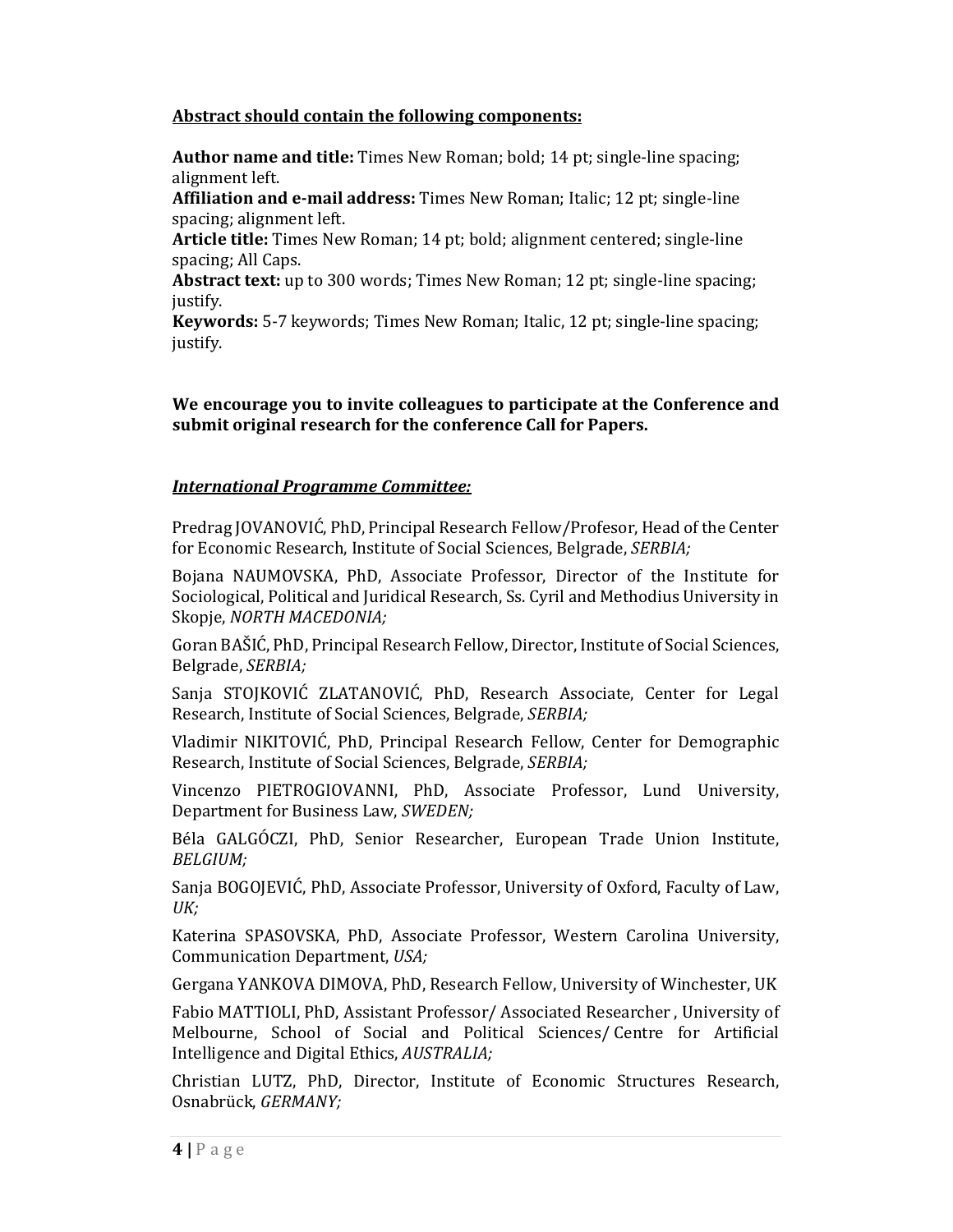**Abstract should contain the following components:**

**Author name and title:** Times New Roman; bold; 14 pt; single-line spacing; alignment left.
**Affiliation and e-mail address:** Times New Roman; Italic; 12 pt; single-line spacing; alignment left.
**Article title:** Times New Roman; 14 pt; bold; alignment centered; single-line spacing; All Caps.
**Abstract text:** up to 300 words; Times New Roman; 12 pt; single-line spacing; justify.
**Keywords:** 5-7 keywords; Times New Roman; Italic, 12 pt; single-line spacing; justify.

**We encourage you to invite colleagues to participate at the Conference and submit original research for the conference Call for Papers.**

***International Programme Committee:***

Predrag JOVANOVIĆ, PhD, Principal Research Fellow/Profesor, Head of the Center for Economic Research, Institute of Social Sciences, Belgrade, *SERBIA;*

Bojana NAUMOVSKA, PhD, Associate Professor, Director of the Institute for Sociological, Political and Juridical Research, Ss. Cyril and Methodius University in Skopje, *NORTH MACEDONIA;*

Goran BAŠIĆ, PhD, Principal Research Fellow, Director, Institute of Social Sciences, Belgrade, *SERBIA;*

Sanja STOJKOVIĆ ZLATANOVIĆ, PhD, Research Associate, Center for Legal Research, Institute of Social Sciences, Belgrade, *SERBIA;*

Vladimir NIKITOVIĆ, PhD, Principal Research Fellow, Center for Demographic Research, Institute of Social Sciences, Belgrade, *SERBIA;*

Vincenzo PIETROGIOVANNI, PhD, Associate Professor, Lund University, Department for Business Law, *SWEDEN;*

Béla GALGÓCZI, PhD, Senior Researcher, European Trade Union Institute, *BELGIUM;*

Sanja BOGOJEVIĆ, PhD, Associate Professor, University of Oxford, Faculty of Law, *UK;*

Katerina SPASOVSKA, PhD, Associate Professor, Western Carolina University, Communication Department, *USA;*

Gergana YANKOVA DIMOVA, PhD, Research Fellow, University of Winchester, UK

Fabio MATTIOLI, PhD, Assistant Professor/ Associated Researcher , University of Melbourne, School of Social and Political Sciences/ Centre for Artificial Intelligence and Digital Ethics, *AUSTRALIA;*

Christian LUTZ, PhD, Director, Institute of Economic Structures Research, Osnabrück, *GERMANY;*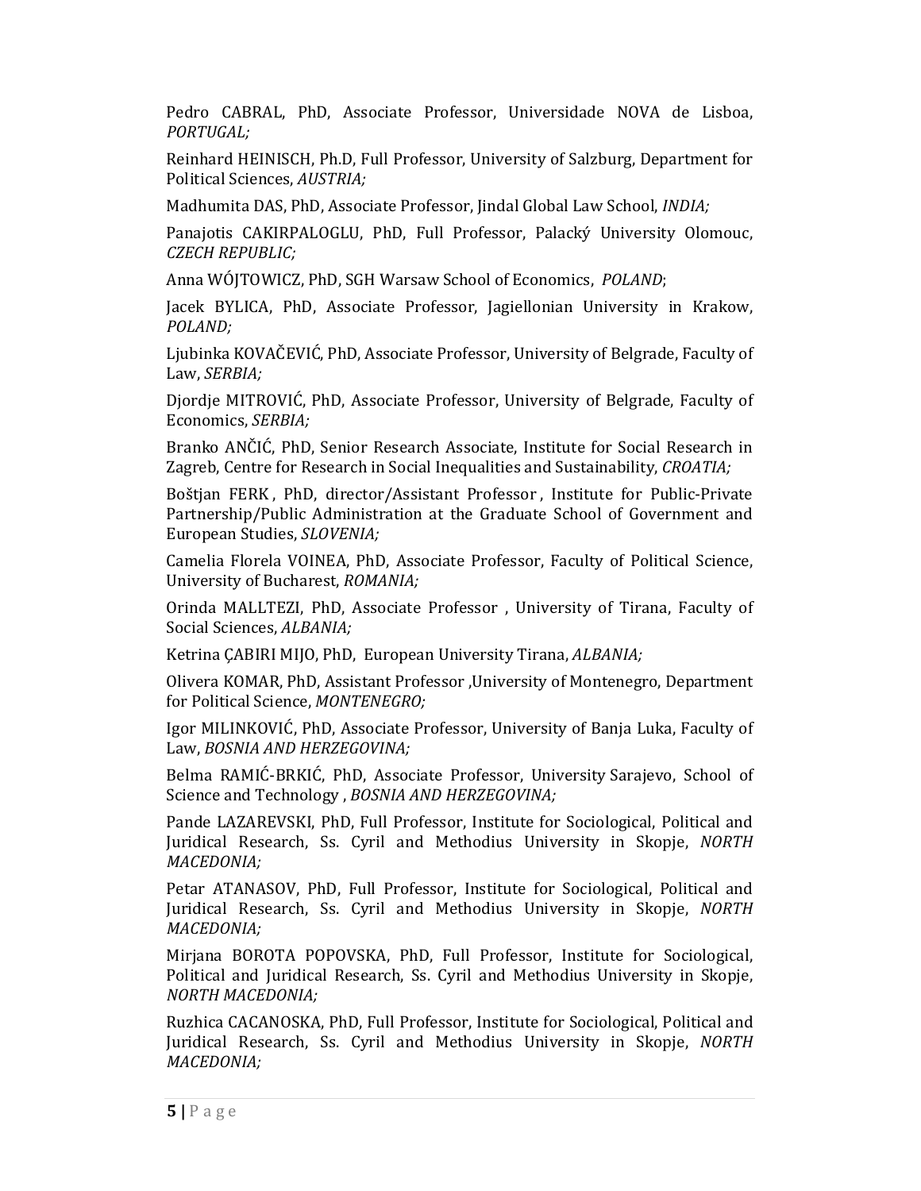Pedro CABRAL, PhD, Associate Professor, Universidade NOVA de Lisboa, *PORTUGAL;*

Reinhard HEINISCH, Ph.D, Full Professor, University of Salzburg, Department for Political Sciences, *AUSTRIA;*

Madhumita DAS, PhD, Associate Professor, Jindal Global Law School, *INDIA;*

Panajotis CAKIRPALOGLU, PhD, Full Professor, Palacký University Olomouc, *CZECH REPUBLIC;*

Anna WÓJTOWICZ, PhD, SGH Warsaw School of Economics, *POLAND*;

Jacek BYLICA, PhD, Associate Professor, Jagiellonian University in Krakow, *POLAND;*

Ljubinka KOVAČEVIĆ, PhD, Associate Professor, University of Belgrade, Faculty of Law, *SERBIA;*

Djordje MITROVIĆ, PhD, Associate Professor, University of Belgrade, Faculty of Economics, *SERBIA;*

Branko ANČIĆ, PhD, Senior Research Associate, Institute for Social Research in Zagreb, Centre for Research in Social Inequalities and Sustainability, *CROATIA;*

Boštjan FERK , PhD, director/Assistant Professor , Institute for Public-Private Partnership/Public Administration at the Graduate School of Government and European Studies, *SLOVENIA;*

Camelia Florela VOINEA, PhD, Associate Professor, Faculty of Political Science, University of Bucharest, *ROMANIA;*

Orinda MALLTEZI, PhD, Associate Professor , University of Tirana, Faculty of Social Sciences, *ALBANIA;*

Ketrina ÇABIRI MIJO, PhD, European University Tirana, *ALBANIA;*

Olivera KOMAR, PhD, Assistant Professor ,University of Montenegro, Department for Political Science, *MONTENEGRO;*

Igor MILINKOVIĆ, PhD, Associate Professor, University of Banja Luka, Faculty of Law, *BOSNIA AND HERZEGOVINA;*

Belma RAMIĆ-BRKIĆ, PhD, Associate Professor, University Sarajevo, School of Science and Technology , *BOSNIA AND HERZEGOVINA;*

Pande LAZAREVSKI, PhD, Full Professor, Institute for Sociological, Political and Juridical Research, Ss. Cyril and Methodius University in Skopje, *NORTH MACEDONIA;*

Petar ATANASOV, PhD, Full Professor, Institute for Sociological, Political and Juridical Research, Ss. Cyril and Methodius University in Skopje, *NORTH MACEDONIA;*

Mirjana BOROTA POPOVSKA, PhD, Full Professor, Institute for Sociological, Political and Juridical Research, Ss. Cyril and Methodius University in Skopje, *NORTH MACEDONIA;*

Ruzhica CACANOSKA, PhD, Full Professor, Institute for Sociological, Political and Juridical Research, Ss. Cyril and Methodius University in Skopje, *NORTH MACEDONIA;*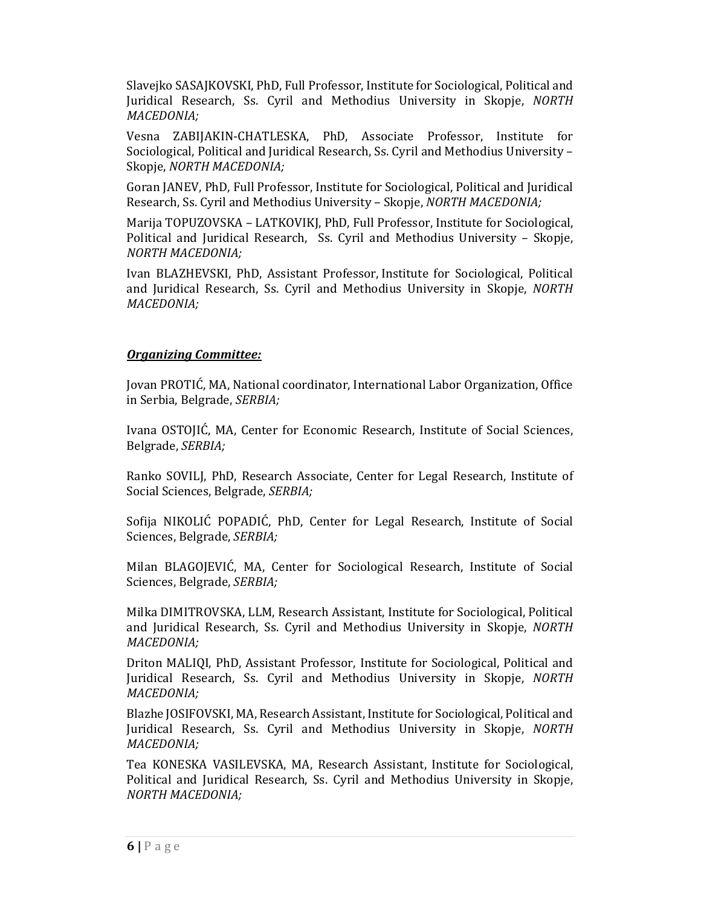Slavejko SASAJKOVSKI, PhD, Full Professor, Institute for Sociological, Political and Juridical Research, Ss. Cyril and Methodius University in Skopje, *NORTH MACEDONIA;*

Vesna ZABIJAKIN-CHATLESKA, PhD, Associate Professor, Institute for Sociological, Political and Juridical Research, Ss. Cyril and Methodius University – Skopje, *NORTH MACEDONIA;*

Goran JANEV, PhD, Full Professor, Institute for Sociological, Political and Juridical Research, Ss. Cyril and Methodius University – Skopje, *NORTH MACEDONIA;*

Marija TOPUZOVSKA – LATKOVIKJ, PhD, Full Professor, Institute for Sociological, Political and Juridical Research, Ss. Cyril and Methodius University – Skopje, *NORTH MACEDONIA;*

Ivan BLAZHEVSKI, PhD, Assistant Professor, Institute for Sociological, Political and Juridical Research, Ss. Cyril and Methodius University in Skopje, *NORTH MACEDONIA;*

***Organizing Committee:***

Jovan PROTIĆ, MA, National coordinator, International Labor Organization, Office in Serbia, Belgrade, *SERBIA;*

Ivana OSTOJIĆ, MA, Center for Economic Research, Institute of Social Sciences, Belgrade, *SERBIA;*

Ranko SOVILJ, PhD, Research Associate, Center for Legal Research, Institute of Social Sciences, Belgrade, *SERBIA;*

Sofija NIKOLIĆ POPADIĆ, PhD, Center for Legal Research, Institute of Social Sciences, Belgrade, *SERBIA;*

Milan BLAGOJEVIĆ, MA, Center for Sociological Research, Institute of Social Sciences, Belgrade, *SERBIA;*

Milka DIMITROVSKA, LLM, Research Assistant, Institute for Sociological, Political and Juridical Research, Ss. Cyril and Methodius University in Skopje, *NORTH MACEDONIA;*

Driton MALIQI, PhD, Assistant Professor, Institute for Sociological, Political and Juridical Research, Ss. Cyril and Methodius University in Skopje, *NORTH MACEDONIA;*

Blazhe JOSIFOVSKI, MA, Research Assistant, Institute for Sociological, Political and Juridical Research, Ss. Cyril and Methodius University in Skopje, *NORTH MACEDONIA;*

Tea KONESKA VASILEVSKA, MA, Research Assistant, Institute for Sociological, Political and Juridical Research, Ss. Cyril and Methodius University in Skopje, *NORTH MACEDONIA;*